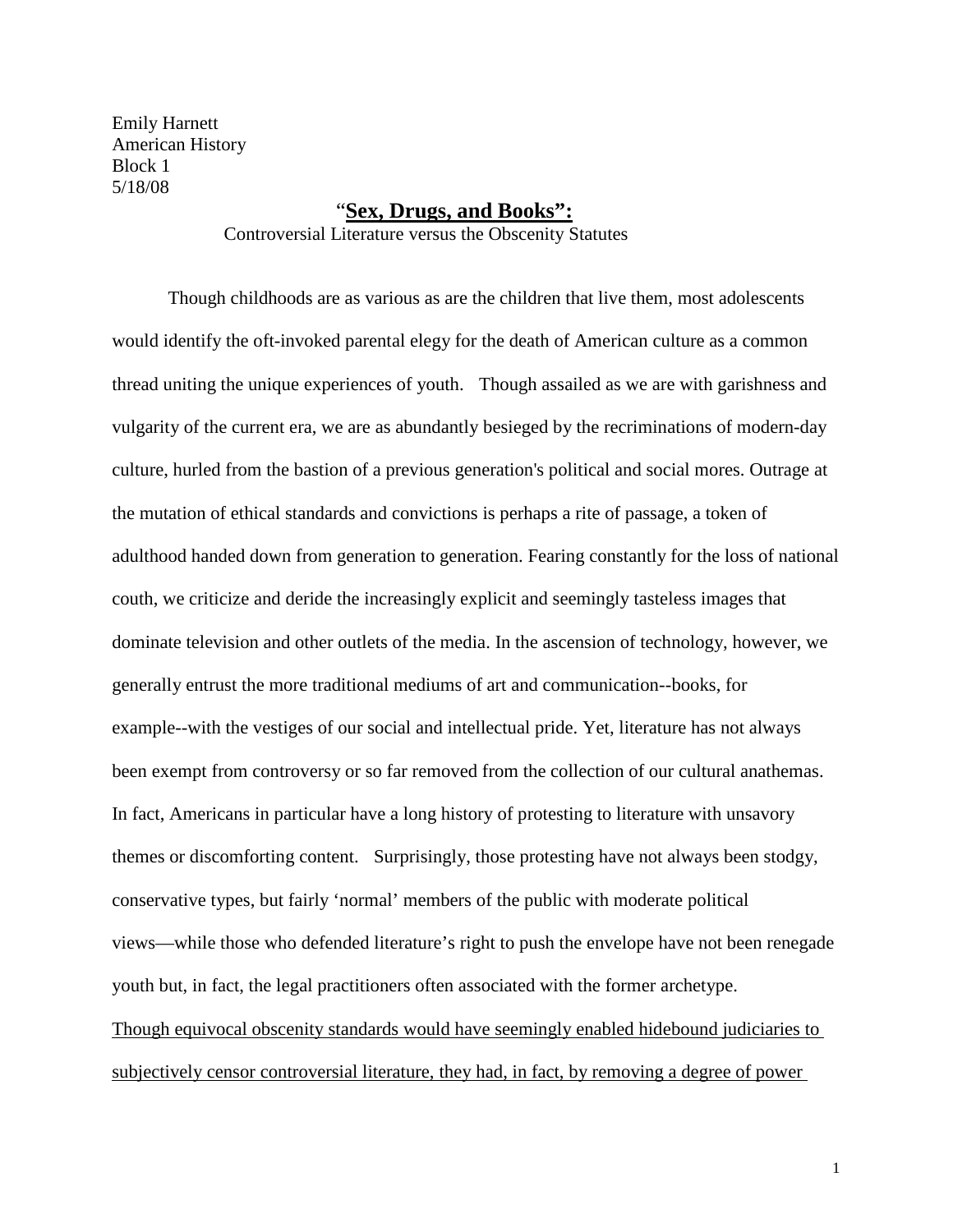Emily Harnett
American History
Block 1
5/18/08

# "**Sex, Drugs, and Books":**

Controversial Literature versus the Obscenity Statutes

Though childhoods are as various as are the children that live them, most adolescents would identify the oft-invoked parental elegy for the death of American culture as a common thread uniting the unique experiences of youth. Though assailed as we are with garishness and vulgarity of the current era, we are as abundantly besieged by the recriminations of modern-day culture, hurled from the bastion of a previous generation's political and social mores. Outrage at the mutation of ethical standards and convictions is perhaps a rite of passage, a token of adulthood handed down from generation to generation. Fearing constantly for the loss of national couth, we criticize and deride the increasingly explicit and seemingly tasteless images that dominate television and other outlets of the media. In the ascension of technology, however, we generally entrust the more traditional mediums of art and communication--books, for example--with the vestiges of our social and intellectual pride. Yet, literature has not always been exempt from controversy or so far removed from the collection of our cultural anathemas. In fact, Americans in particular have a long history of protesting to literature with unsavory themes or discomforting content. Surprisingly, those protesting have not always been stodgy, conservative types, but fairly 'normal' members of the public with moderate political views—while those who defended literature's right to push the envelope have not been renegade youth but, in fact, the legal practitioners often associated with the former archetype. <u>Though equivocal obscenity standards would have seemingly enabled hidebound judiciaries to subjectively censor controversial literature, they had, in fact, by removing a degree of power</u>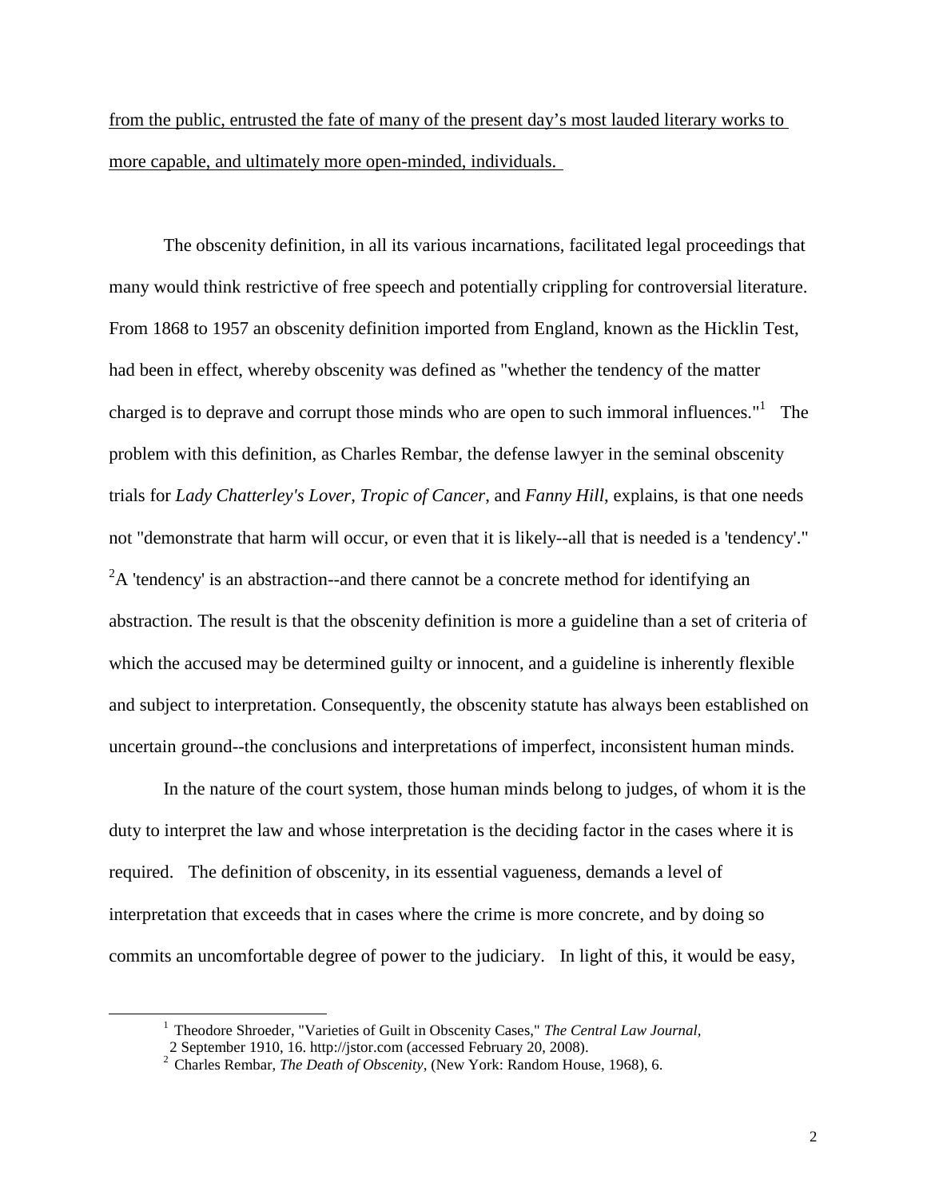from the public, entrusted the fate of many of the present day's most lauded literary works to more capable, and ultimately more open-minded, individuals.

The obscenity definition, in all its various incarnations, facilitated legal proceedings that many would think restrictive of free speech and potentially crippling for controversial literature. From 1868 to 1957 an obscenity definition imported from England, known as the Hicklin Test, had been in effect, whereby obscenity was defined as "whether the tendency of the matter charged is to deprave and corrupt those minds who are open to such immoral influences."[1] The problem with this definition, as Charles Rembar, the defense lawyer in the seminal obscenity trials for *Lady Chatterley's Lover*, *Tropic of Cancer*, and *Fanny Hill*, explains, is that one needs not "demonstrate that harm will occur, or even that it is likely--all that is needed is a 'tendency'."[2] A 'tendency' is an abstraction--and there cannot be a concrete method for identifying an abstraction. The result is that the obscenity definition is more a guideline than a set of criteria of which the accused may be determined guilty or innocent, and a guideline is inherently flexible and subject to interpretation. Consequently, the obscenity statute has always been established on uncertain ground--the conclusions and interpretations of imperfect, inconsistent human minds.

In the nature of the court system, those human minds belong to judges, of whom it is the duty to interpret the law and whose interpretation is the deciding factor in the cases where it is required. The definition of obscenity, in its essential vagueness, demands a level of interpretation that exceeds that in cases where the crime is more concrete, and by doing so commits an uncomfortable degree of power to the judiciary. In light of this, it would be easy,

---

[1] Theodore Shroeder, "Varieties of Guilt in Obscenity Cases," *The Central Law Journal,* 2 September 1910, 16. http://jstor.com (accessed February 20, 2008).

[2] Charles Rembar, *The Death of Obscenity*, (New York: Random House, 1968), 6.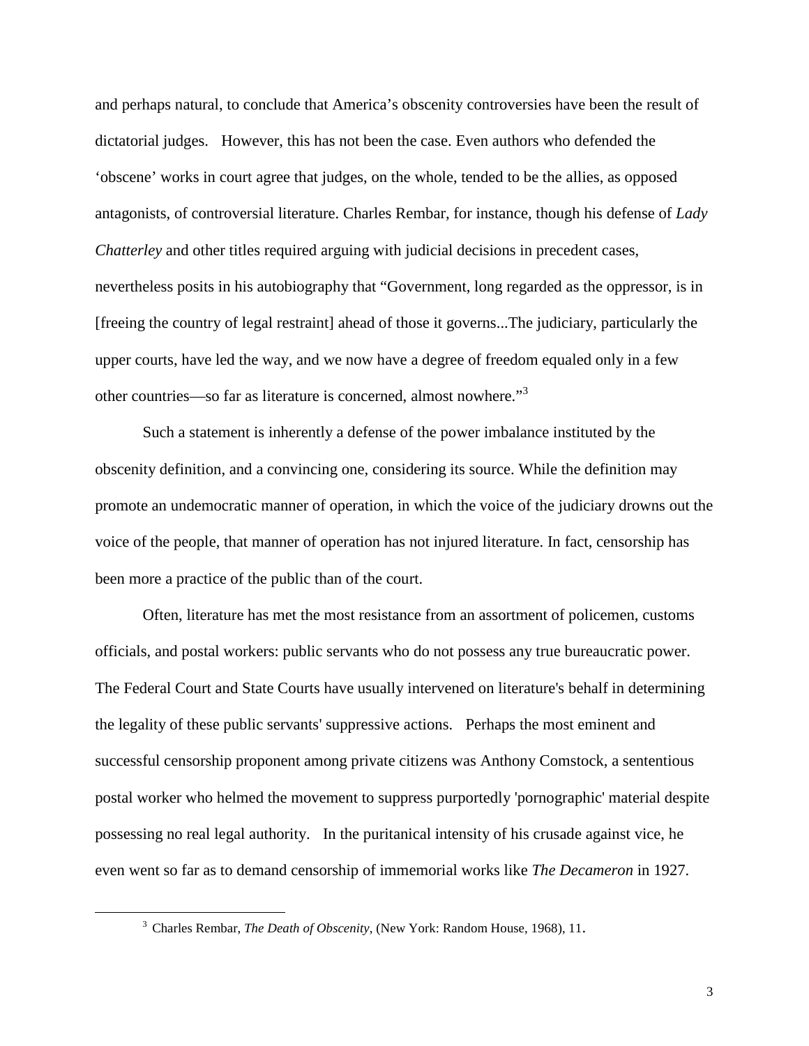and perhaps natural, to conclude that America's obscenity controversies have been the result of dictatorial judges. However, this has not been the case. Even authors who defended the 'obscene' works in court agree that judges, on the whole, tended to be the allies, as opposed antagonists, of controversial literature. Charles Rembar, for instance, though his defense of *Lady Chatterley* and other titles required arguing with judicial decisions in precedent cases, nevertheless posits in his autobiography that "Government, long regarded as the oppressor, is in [freeing the country of legal restraint] ahead of those it governs...The judiciary, particularly the upper courts, have led the way, and we now have a degree of freedom equaled only in a few other countries—so far as literature is concerned, almost nowhere."[3]

Such a statement is inherently a defense of the power imbalance instituted by the obscenity definition, and a convincing one, considering its source. While the definition may promote an undemocratic manner of operation, in which the voice of the judiciary drowns out the voice of the people, that manner of operation has not injured literature. In fact, censorship has been more a practice of the public than of the court.

Often, literature has met the most resistance from an assortment of policemen, customs officials, and postal workers: public servants who do not possess any true bureaucratic power. The Federal Court and State Courts have usually intervened on literature's behalf in determining the legality of these public servants' suppressive actions. Perhaps the most eminent and successful censorship proponent among private citizens was Anthony Comstock, a sententious postal worker who helmed the movement to suppress purportedly 'pornographic' material despite possessing no real legal authority. In the puritanical intensity of his crusade against vice, he even went so far as to demand censorship of immemorial works like *The Decameron* in 1927.

[3] Charles Rembar, *The Death of Obscenity*, (New York: Random House, 1968), 11.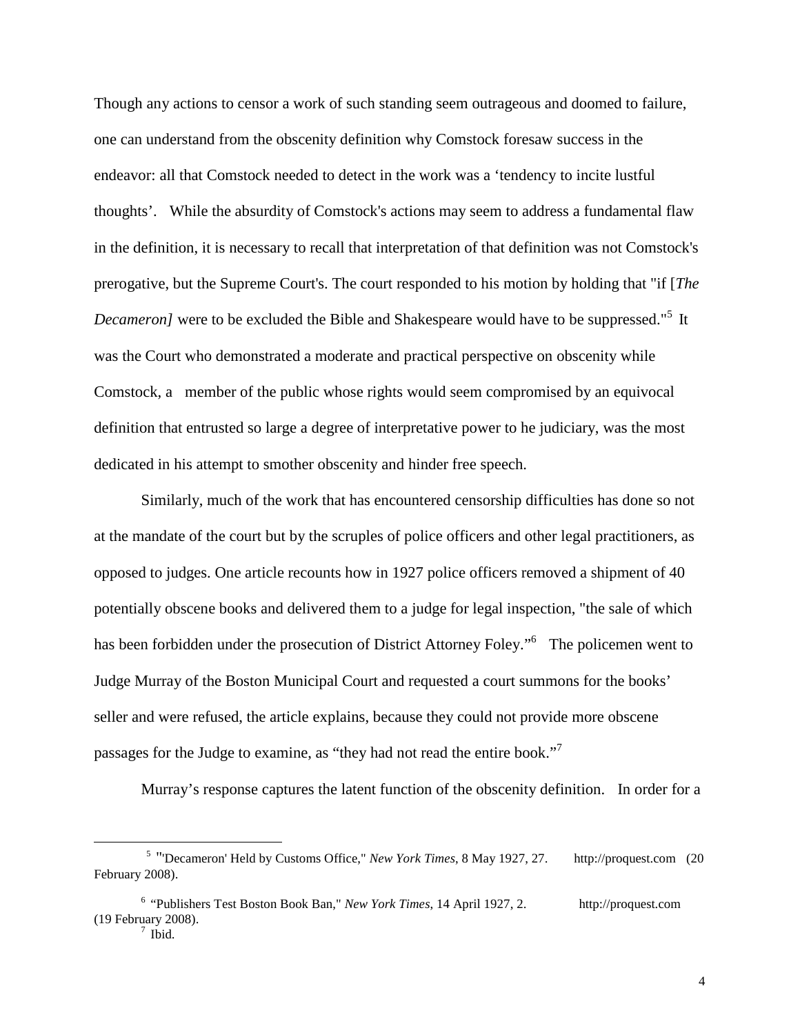Though any actions to censor a work of such standing seem outrageous and doomed to failure, one can understand from the obscenity definition why Comstock foresaw success in the endeavor: all that Comstock needed to detect in the work was a 'tendency to incite lustful thoughts'. While the absurdity of Comstock's actions may seem to address a fundamental flaw in the definition, it is necessary to recall that interpretation of that definition was not Comstock's prerogative, but the Supreme Court's. The court responded to his motion by holding that "if [*The Decameron]* were to be excluded the Bible and Shakespeare would have to be suppressed."[5] It was the Court who demonstrated a moderate and practical perspective on obscenity while Comstock, a member of the public whose rights would seem compromised by an equivocal definition that entrusted so large a degree of interpretative power to he judiciary, was the most dedicated in his attempt to smother obscenity and hinder free speech.

Similarly, much of the work that has encountered censorship difficulties has done so not at the mandate of the court but by the scruples of police officers and other legal practitioners, as opposed to judges. One article recounts how in 1927 police officers removed a shipment of 40 potentially obscene books and delivered them to a judge for legal inspection, "the sale of which has been forbidden under the prosecution of District Attorney Foley."[6] The policemen went to Judge Murray of the Boston Municipal Court and requested a court summons for the books' seller and were refused, the article explains, because they could not provide more obscene passages for the Judge to examine, as "they had not read the entire book."[7]

Murray's response captures the latent function of the obscenity definition. In order for a

---

[5] "'Decameron' Held by Customs Office," *New York Times*, 8 May 1927, 27. http://proquest.com (20 February 2008).

[6] "Publishers Test Boston Book Ban," *New York Times*, 14 April 1927, 2. http://proquest.com (19 February 2008).

[7] Ibid.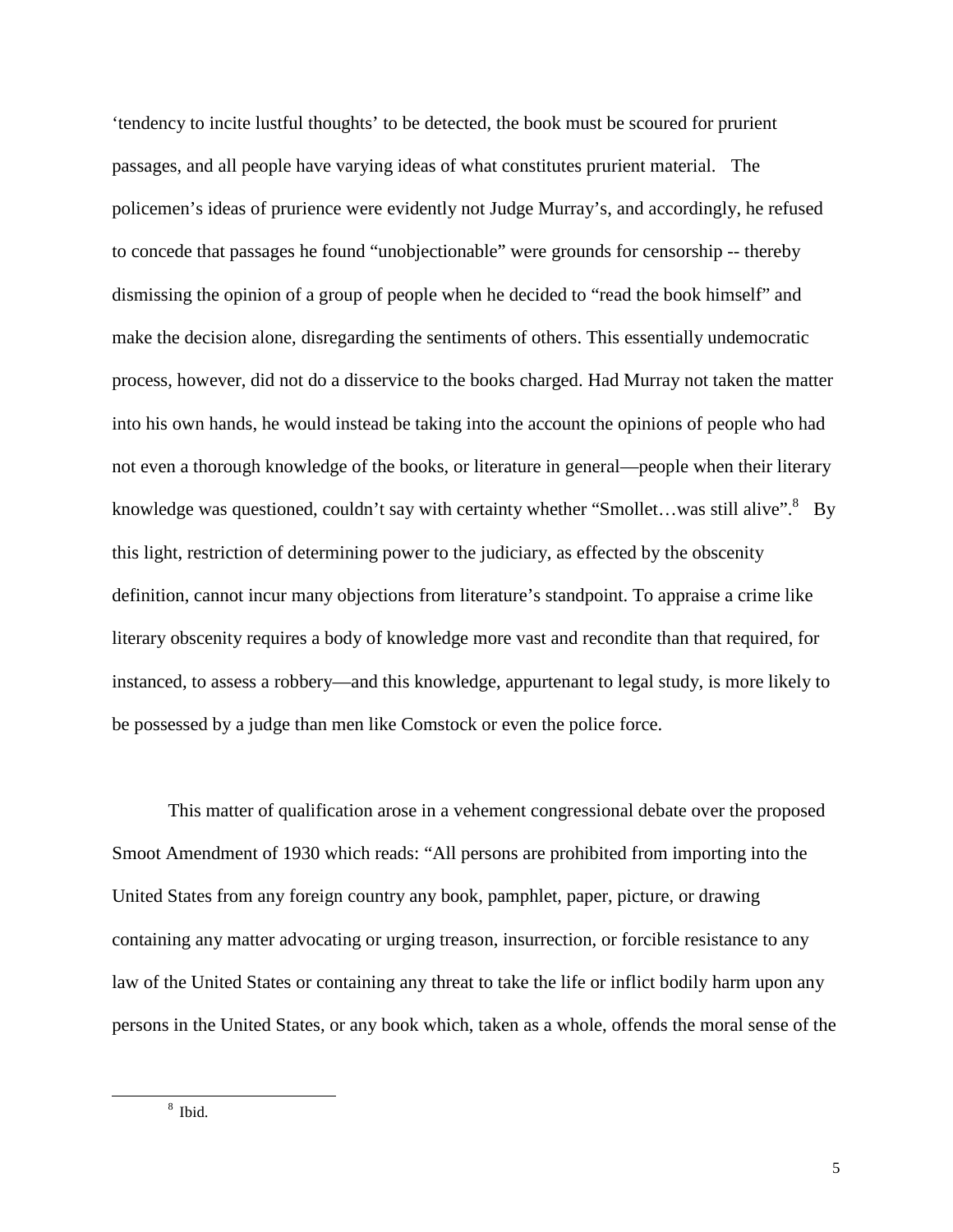‘tendency to incite lustful thoughts’ to be detected, the book must be scoured for prurient passages, and all people have varying ideas of what constitutes prurient material. The policemen’s ideas of prurience were evidently not Judge Murray’s, and accordingly, he refused to concede that passages he found “unobjectionable” were grounds for censorship -- thereby dismissing the opinion of a group of people when he decided to “read the book himself” and make the decision alone, disregarding the sentiments of others. This essentially undemocratic process, however, did not do a disservice to the books charged. Had Murray not taken the matter into his own hands, he would instead be taking into the account the opinions of people who had not even a thorough knowledge of the books, or literature in general—people when their literary knowledge was questioned, couldn’t say with certainty whether “Smollet…was still alive”.[8] By this light, restriction of determining power to the judiciary, as effected by the obscenity definition, cannot incur many objections from literature’s standpoint. To appraise a crime like literary obscenity requires a body of knowledge more vast and recondite than that required, for instanced, to assess a robbery—and this knowledge, appurtenant to legal study, is more likely to be possessed by a judge than men like Comstock or even the police force.

This matter of qualification arose in a vehement congressional debate over the proposed Smoot Amendment of 1930 which reads: “All persons are prohibited from importing into the United States from any foreign country any book, pamphlet, paper, picture, or drawing containing any matter advocating or urging treason, insurrection, or forcible resistance to any law of the United States or containing any threat to take the life or inflict bodily harm upon any persons in the United States, or any book which, taken as a whole, offends the moral sense of the

[8] Ibid.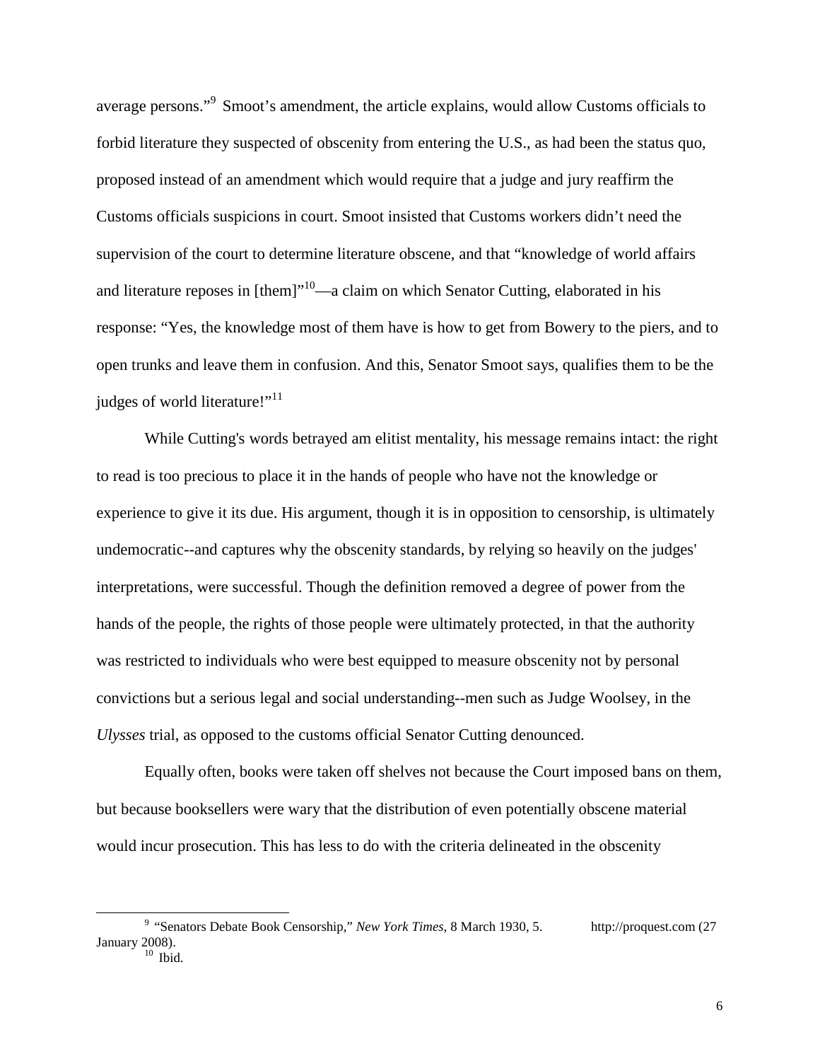average persons."[9] Smoot's amendment, the article explains, would allow Customs officials to forbid literature they suspected of obscenity from entering the U.S., as had been the status quo, proposed instead of an amendment which would require that a judge and jury reaffirm the Customs officials suspicions in court. Smoot insisted that Customs workers didn't need the supervision of the court to determine literature obscene, and that "knowledge of world affairs and literature reposes in [them]"[10]—a claim on which Senator Cutting, elaborated in his response: "Yes, the knowledge most of them have is how to get from Bowery to the piers, and to open trunks and leave them in confusion. And this, Senator Smoot says, qualifies them to be the judges of world literature!"[11]

While Cutting's words betrayed am elitist mentality, his message remains intact: the right to read is too precious to place it in the hands of people who have not the knowledge or experience to give it its due. His argument, though it is in opposition to censorship, is ultimately undemocratic--and captures why the obscenity standards, by relying so heavily on the judges' interpretations, were successful. Though the definition removed a degree of power from the hands of the people, the rights of those people were ultimately protected, in that the authority was restricted to individuals who were best equipped to measure obscenity not by personal convictions but a serious legal and social understanding--men such as Judge Woolsey, in the *Ulysses* trial, as opposed to the customs official Senator Cutting denounced.

Equally often, books were taken off shelves not because the Court imposed bans on them, but because booksellers were wary that the distribution of even potentially obscene material would incur prosecution. This has less to do with the criteria delineated in the obscenity

[9] "Senators Debate Book Censorship," *New York Times*, 8 March 1930, 5. http://proquest.com (27 January 2008).

[10] Ibid.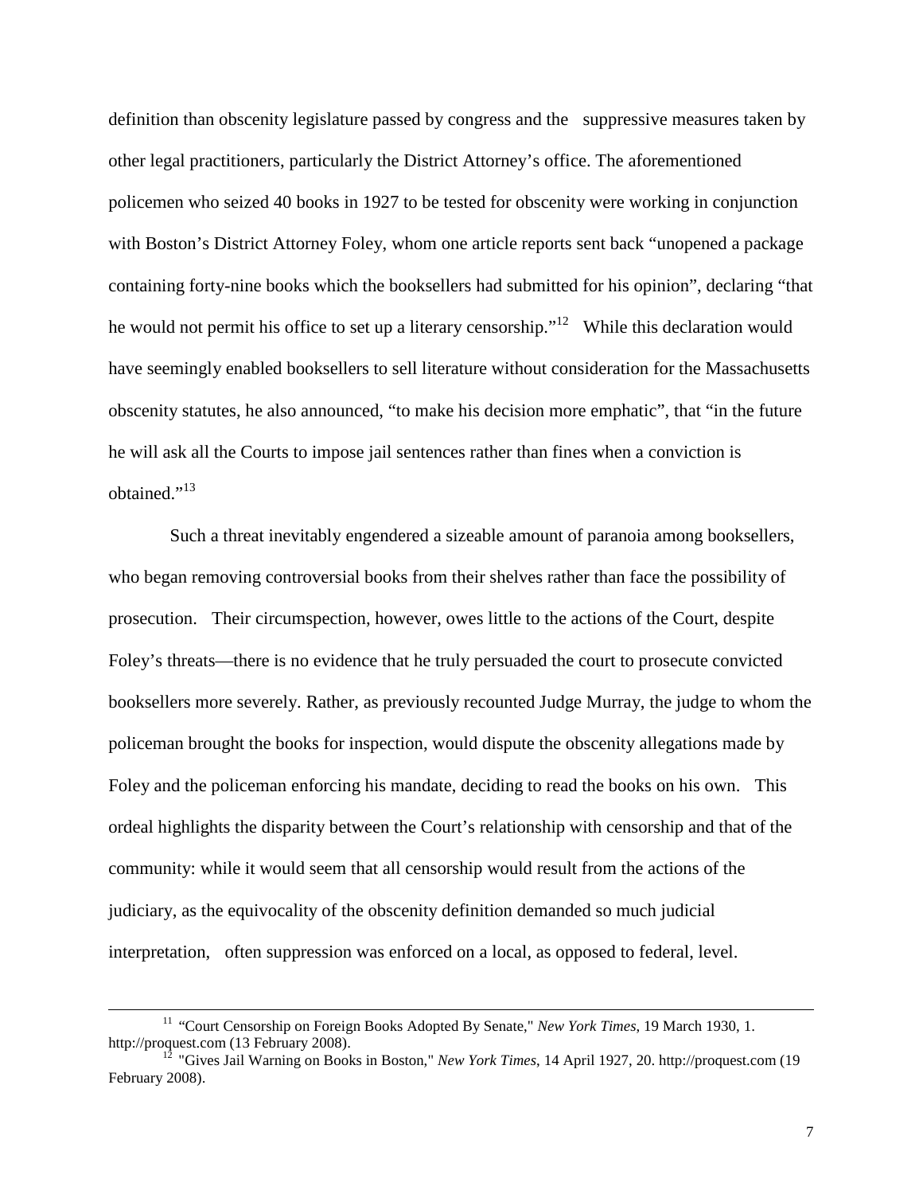definition than obscenity legislature passed by congress and the suppressive measures taken by other legal practitioners, particularly the District Attorney's office. The aforementioned policemen who seized 40 books in 1927 to be tested for obscenity were working in conjunction with Boston's District Attorney Foley, whom one article reports sent back "unopened a package containing forty-nine books which the booksellers had submitted for his opinion", declaring "that he would not permit his office to set up a literary censorship."[12] While this declaration would have seemingly enabled booksellers to sell literature without consideration for the Massachusetts obscenity statutes, he also announced, "to make his decision more emphatic", that "in the future he will ask all the Courts to impose jail sentences rather than fines when a conviction is obtained."[13]

Such a threat inevitably engendered a sizeable amount of paranoia among booksellers, who began removing controversial books from their shelves rather than face the possibility of prosecution. Their circumspection, however, owes little to the actions of the Court, despite Foley's threats—there is no evidence that he truly persuaded the court to prosecute convicted booksellers more severely. Rather, as previously recounted Judge Murray, the judge to whom the policeman brought the books for inspection, would dispute the obscenity allegations made by Foley and the policeman enforcing his mandate, deciding to read the books on his own. This ordeal highlights the disparity between the Court's relationship with censorship and that of the community: while it would seem that all censorship would result from the actions of the judiciary, as the equivocality of the obscenity definition demanded so much judicial interpretation, often suppression was enforced on a local, as opposed to federal, level.

---

[11] "Court Censorship on Foreign Books Adopted By Senate," *New York Times*, 19 March 1930, 1. http://proquest.com (13 February 2008).

[12] "Gives Jail Warning on Books in Boston," *New York Times*, 14 April 1927, 20. http://proquest.com (19 February 2008).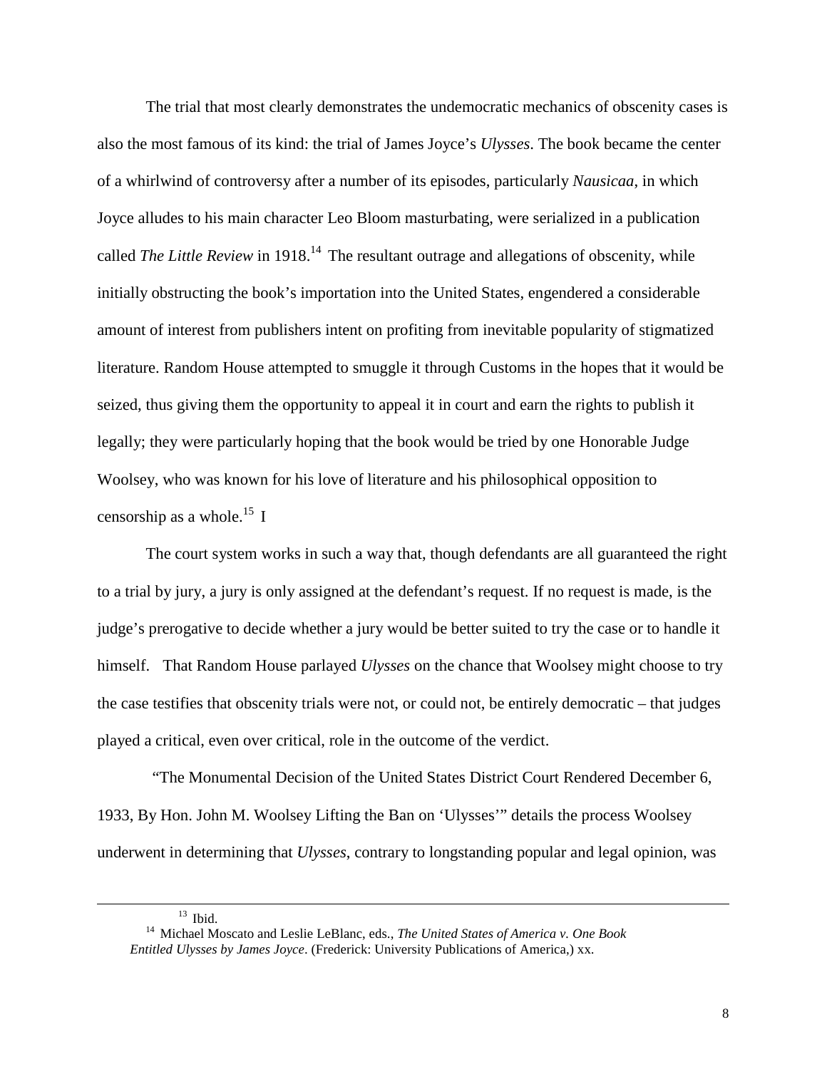The trial that most clearly demonstrates the undemocratic mechanics of obscenity cases is also the most famous of its kind: the trial of James Joyce's *Ulysses*. The book became the center of a whirlwind of controversy after a number of its episodes, particularly *Nausicaa*, in which Joyce alludes to his main character Leo Bloom masturbating, were serialized in a publication called *The Little Review* in 1918.[14] The resultant outrage and allegations of obscenity, while initially obstructing the book's importation into the United States, engendered a considerable amount of interest from publishers intent on profiting from inevitable popularity of stigmatized literature. Random House attempted to smuggle it through Customs in the hopes that it would be seized, thus giving them the opportunity to appeal it in court and earn the rights to publish it legally; they were particularly hoping that the book would be tried by one Honorable Judge Woolsey, who was known for his love of literature and his philosophical opposition to censorship as a whole.[15] I

The court system works in such a way that, though defendants are all guaranteed the right to a trial by jury, a jury is only assigned at the defendant's request. If no request is made, is the judge's prerogative to decide whether a jury would be better suited to try the case or to handle it himself. That Random House parlayed *Ulysses* on the chance that Woolsey might choose to try the case testifies that obscenity trials were not, or could not, be entirely democratic – that judges played a critical, even over critical, role in the outcome of the verdict.

"The Monumental Decision of the United States District Court Rendered December 6, 1933, By Hon. John M. Woolsey Lifting the Ban on 'Ulysses'" details the process Woolsey underwent in determining that *Ulysses*, contrary to longstanding popular and legal opinion, was

---

[13] Ibid.

[14] Michael Moscato and Leslie LeBlanc, eds., *The United States of America v. One Book Entitled Ulysses by James Joyce*. (Frederick: University Publications of America,) xx.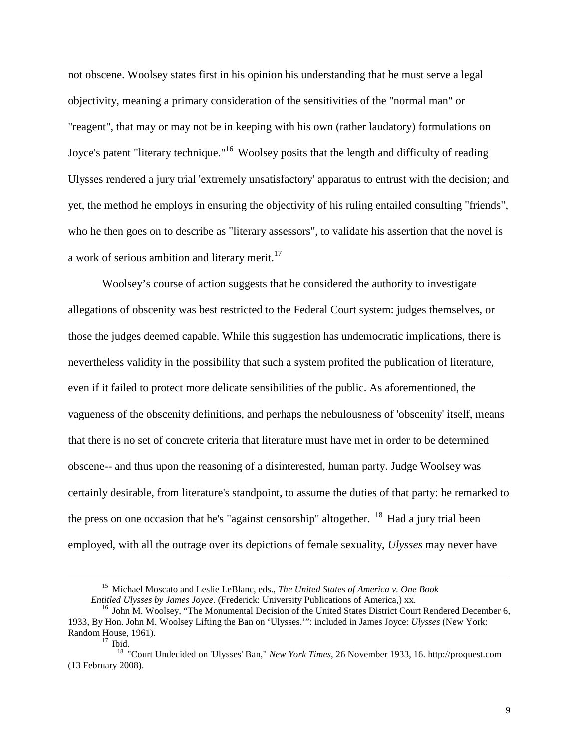not obscene. Woolsey states first in his opinion his understanding that he must serve a legal objectivity, meaning a primary consideration of the sensitivities of the "normal man" or "reagent", that may or may not be in keeping with his own (rather laudatory) formulations on Joyce's patent "literary technique."[16] Woolsey posits that the length and difficulty of reading Ulysses rendered a jury trial 'extremely unsatisfactory' apparatus to entrust with the decision; and yet, the method he employs in ensuring the objectivity of his ruling entailed consulting "friends", who he then goes on to describe as "literary assessors", to validate his assertion that the novel is a work of serious ambition and literary merit.[17]

Woolsey's course of action suggests that he considered the authority to investigate allegations of obscenity was best restricted to the Federal Court system: judges themselves, or those the judges deemed capable. While this suggestion has undemocratic implications, there is nevertheless validity in the possibility that such a system profited the publication of literature, even if it failed to protect more delicate sensibilities of the public. As aforementioned, the vagueness of the obscenity definitions, and perhaps the nebulousness of 'obscenity' itself, means that there is no set of concrete criteria that literature must have met in order to be determined obscene-- and thus upon the reasoning of a disinterested, human party. Judge Woolsey was certainly desirable, from literature's standpoint, to assume the duties of that party: he remarked to the press on one occasion that he's "against censorship" altogether. [18] Had a jury trial been employed, with all the outrage over its depictions of female sexuality, *Ulysses* may never have

---

[15] Michael Moscato and Leslie LeBlanc, eds., *The United States of America v. One Book Entitled Ulysses by James Joyce*. (Frederick: University Publications of America,) xx.

[16] John M. Woolsey, "The Monumental Decision of the United States District Court Rendered December 6, 1933, By Hon. John M. Woolsey Lifting the Ban on 'Ulysses.'": included in James Joyce: *Ulysses* (New York: Random House, 1961).

[17] Ibid.

[18] "Court Undecided on 'Ulysses' Ban," *New York Times*, 26 November 1933, 16. http://proquest.com (13 February 2008).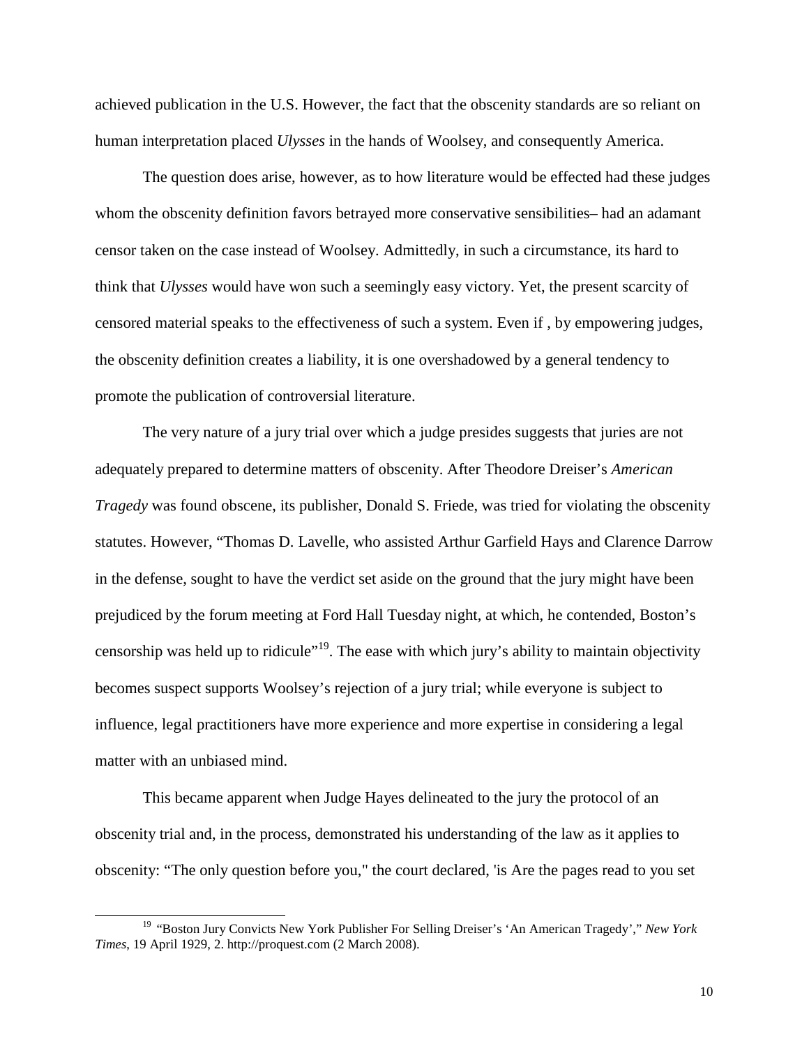achieved publication in the U.S. However, the fact that the obscenity standards are so reliant on human interpretation placed *Ulysses* in the hands of Woolsey, and consequently America.

The question does arise, however, as to how literature would be effected had these judges whom the obscenity definition favors betrayed more conservative sensibilities– had an adamant censor taken on the case instead of Woolsey. Admittedly, in such a circumstance, its hard to think that *Ulysses* would have won such a seemingly easy victory. Yet, the present scarcity of censored material speaks to the effectiveness of such a system. Even if , by empowering judges, the obscenity definition creates a liability, it is one overshadowed by a general tendency to promote the publication of controversial literature.

The very nature of a jury trial over which a judge presides suggests that juries are not adequately prepared to determine matters of obscenity. After Theodore Dreiser's *American Tragedy* was found obscene, its publisher, Donald S. Friede, was tried for violating the obscenity statutes. However, "Thomas D. Lavelle, who assisted Arthur Garfield Hays and Clarence Darrow in the defense, sought to have the verdict set aside on the ground that the jury might have been prejudiced by the forum meeting at Ford Hall Tuesday night, at which, he contended, Boston's censorship was held up to ridicule"[19]. The ease with which jury's ability to maintain objectivity becomes suspect supports Woolsey's rejection of a jury trial; while everyone is subject to influence, legal practitioners have more experience and more expertise in considering a legal matter with an unbiased mind.

This became apparent when Judge Hayes delineated to the jury the protocol of an obscenity trial and, in the process, demonstrated his understanding of the law as it applies to obscenity: "The only question before you," the court declared, 'is Are the pages read to you set

[19] "Boston Jury Convicts New York Publisher For Selling Dreiser's 'An American Tragedy'," *New York Times*, 19 April 1929, 2. http://proquest.com (2 March 2008).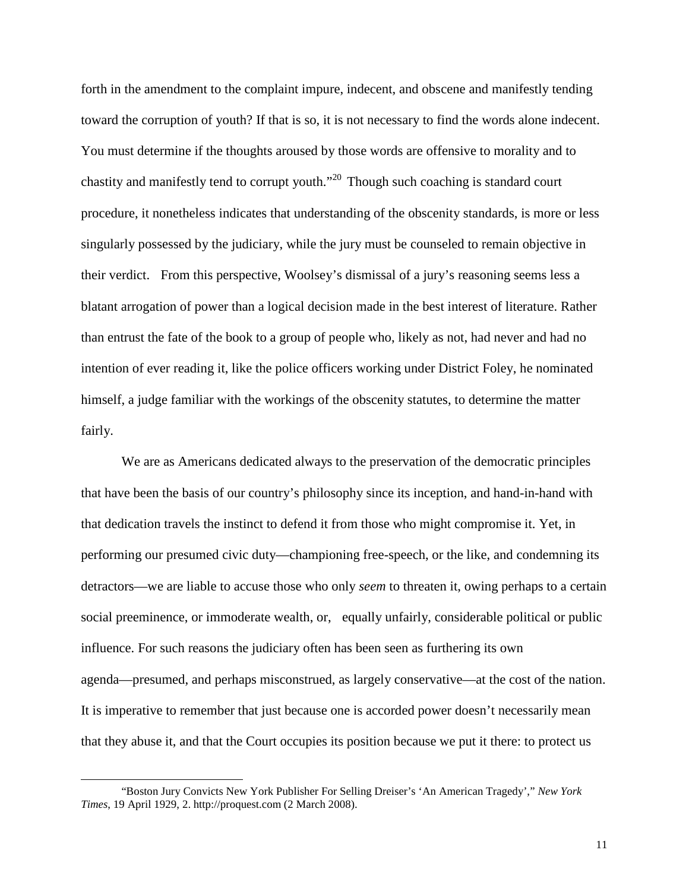forth in the amendment to the complaint impure, indecent, and obscene and manifestly tending toward the corruption of youth? If that is so, it is not necessary to find the words alone indecent. You must determine if the thoughts aroused by those words are offensive to morality and to chastity and manifestly tend to corrupt youth."[20] Though such coaching is standard court procedure, it nonetheless indicates that understanding of the obscenity standards, is more or less singularly possessed by the judiciary, while the jury must be counseled to remain objective in their verdict. From this perspective, Woolsey's dismissal of a jury's reasoning seems less a blatant arrogation of power than a logical decision made in the best interest of literature. Rather than entrust the fate of the book to a group of people who, likely as not, had never and had no intention of ever reading it, like the police officers working under District Foley, he nominated himself, a judge familiar with the workings of the obscenity statutes, to determine the matter fairly.

We are as Americans dedicated always to the preservation of the democratic principles that have been the basis of our country's philosophy since its inception, and hand-in-hand with that dedication travels the instinct to defend it from those who might compromise it. Yet, in performing our presumed civic duty—championing free-speech, or the like, and condemning its detractors—we are liable to accuse those who only *seem* to threaten it, owing perhaps to a certain social preeminence, or immoderate wealth, or, equally unfairly, considerable political or public influence. For such reasons the judiciary often has been seen as furthering its own agenda—presumed, and perhaps misconstrued, as largely conservative—at the cost of the nation. It is imperative to remember that just because one is accorded power doesn't necessarily mean that they abuse it, and that the Court occupies its position because we put it there: to protect us

---

"Boston Jury Convicts New York Publisher For Selling Dreiser's 'An American Tragedy'," *New York Times*, 19 April 1929, 2. http://proquest.com (2 March 2008).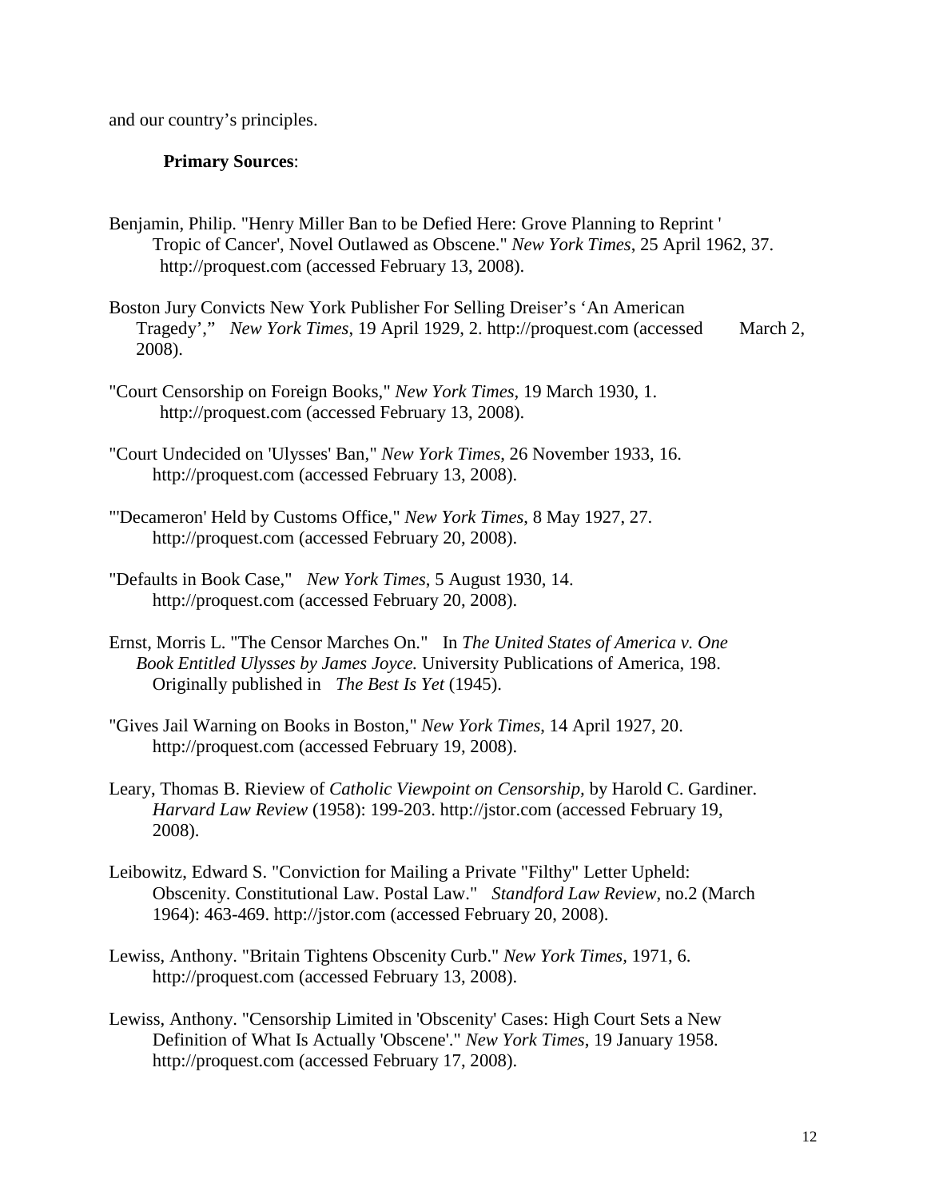and our country's principles.

**Primary Sources**:

Benjamin, Philip. "Henry Miller Ban to be Defied Here: Grove Planning to Reprint 'Tropic of Cancer', Novel Outlawed as Obscene." *New York Times*, 25 April 1962, 37. http://proquest.com (accessed February 13, 2008).

Boston Jury Convicts New York Publisher For Selling Dreiser's 'An American Tragedy'," *New York Times*, 19 April 1929, 2. http://proquest.com (accessed March 2, 2008).

"Court Censorship on Foreign Books," *New York Times*, 19 March 1930, 1. http://proquest.com (accessed February 13, 2008).

"Court Undecided on 'Ulysses' Ban," *New York Times*, 26 November 1933, 16. http://proquest.com (accessed February 13, 2008).

"'Decameron' Held by Customs Office," *New York Times*, 8 May 1927, 27. http://proquest.com (accessed February 20, 2008).

"Defaults in Book Case," *New York Times*, 5 August 1930, 14. http://proquest.com (accessed February 20, 2008).

Ernst, Morris L. "The Censor Marches On." In *The United States of America v. One Book Entitled Ulysses by James Joyce.* University Publications of America, 198. Originally published in *The Best Is Yet* (1945).

"Gives Jail Warning on Books in Boston," *New York Times*, 14 April 1927, 20. http://proquest.com (accessed February 19, 2008).

Leary, Thomas B. Rieview of *Catholic Viewpoint on Censorship,* by Harold C. Gardiner. *Harvard Law Review* (1958): 199-203. http://jstor.com (accessed February 19, 2008).

Leibowitz, Edward S. "Conviction for Mailing a Private "Filthy" Letter Upheld: Obscenity. Constitutional Law. Postal Law." *Standford Law Review*, no.2 (March 1964): 463-469. http://jstor.com (accessed February 20, 2008).

Lewiss, Anthony. "Britain Tightens Obscenity Curb." *New York Times*, 1971, 6. http://proquest.com (accessed February 13, 2008).

Lewiss, Anthony. "Censorship Limited in 'Obscenity' Cases: High Court Sets a New Definition of What Is Actually 'Obscene'." *New York Times*, 19 January 1958. http://proquest.com (accessed February 17, 2008).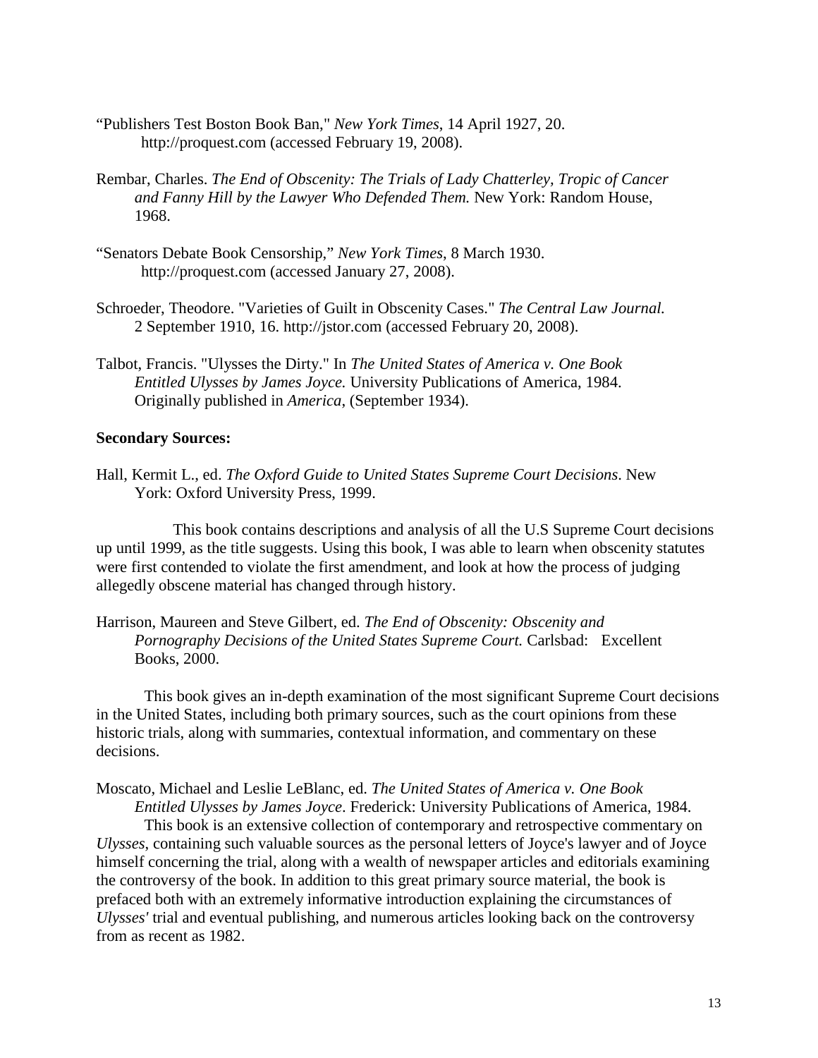"Publishers Test Boston Book Ban," *New York Times*, 14 April 1927, 20. http://proquest.com (accessed February 19, 2008).

Rembar, Charles. *The End of Obscenity: The Trials of Lady Chatterley, Tropic of Cancer and Fanny Hill by the Lawyer Who Defended Them.* New York: Random House, 1968.

"Senators Debate Book Censorship," *New York Times*, 8 March 1930. http://proquest.com (accessed January 27, 2008).

Schroeder, Theodore. "Varieties of Guilt in Obscenity Cases." *The Central Law Journal.* 2 September 1910, 16. http://jstor.com (accessed February 20, 2008).

Talbot, Francis. "Ulysses the Dirty." In *The United States of America v. One Book Entitled Ulysses by James Joyce.* University Publications of America, 1984. Originally published in *America*, (September 1934).

**Secondary Sources:**

Hall, Kermit L., ed. *The Oxford Guide to United States Supreme Court Decisions*. New York: Oxford University Press, 1999.

This book contains descriptions and analysis of all the U.S Supreme Court decisions up until 1999, as the title suggests. Using this book, I was able to learn when obscenity statutes were first contended to violate the first amendment, and look at how the process of judging allegedly obscene material has changed through history.

Harrison, Maureen and Steve Gilbert, ed. *The End of Obscenity: Obscenity and Pornography Decisions of the United States Supreme Court.* Carlsbad: Excellent Books, 2000.

This book gives an in-depth examination of the most significant Supreme Court decisions in the United States, including both primary sources, such as the court opinions from these historic trials, along with summaries, contextual information, and commentary on these decisions.

Moscato, Michael and Leslie LeBlanc, ed. *The United States of America v. One Book Entitled Ulysses by James Joyce*. Frederick: University Publications of America, 1984.

This book is an extensive collection of contemporary and retrospective commentary on *Ulysses*, containing such valuable sources as the personal letters of Joyce's lawyer and of Joyce himself concerning the trial, along with a wealth of newspaper articles and editorials examining the controversy of the book. In addition to this great primary source material, the book is prefaced both with an extremely informative introduction explaining the circumstances of *Ulysses'* trial and eventual publishing, and numerous articles looking back on the controversy from as recent as 1982.